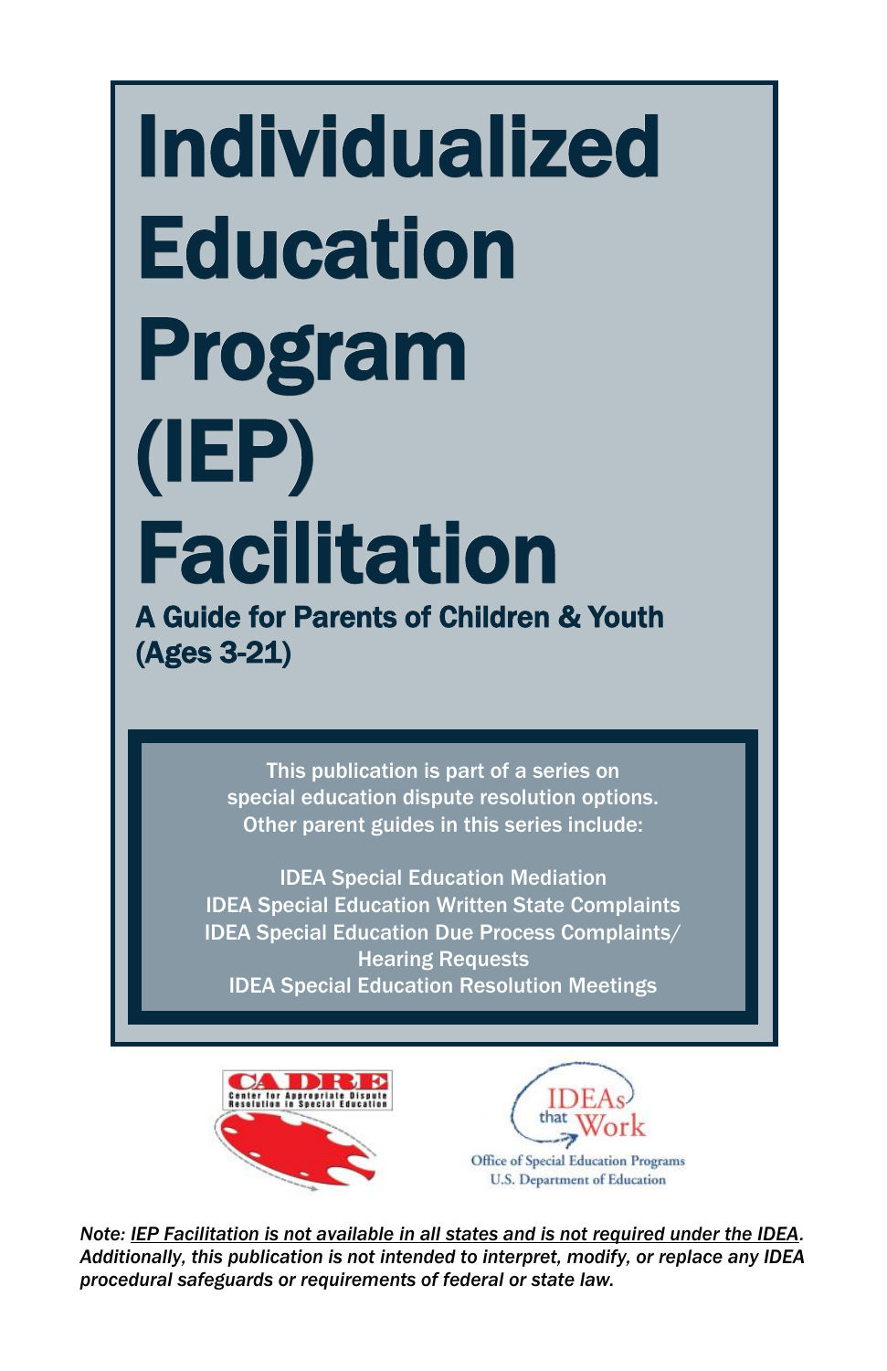# Individualized Education Program (IEP) Facilitation

## A Guide for Parents of Children & Youth (Ages 3-21)

This publication is part of a series on special education dispute resolution options. Other parent guides in this series include:

IDEA Special Education Mediation
IDEA Special Education Written State Complaints
IDEA Special Education Due Process Complaints/ Hearing Requests
IDEA Special Education Resolution Meetings

CADRE Center for Appropriate Dispute Resolution in Special Education

IDEAs that Work
Office of Special Education Programs
U.S. Department of Education

*Note: __IEP Facilitation is not available in all states and is not required under the IDEA__. Additionally, this publication is not intended to interpret, modify, or replace any IDEA procedural safeguards or requirements of federal or state law.*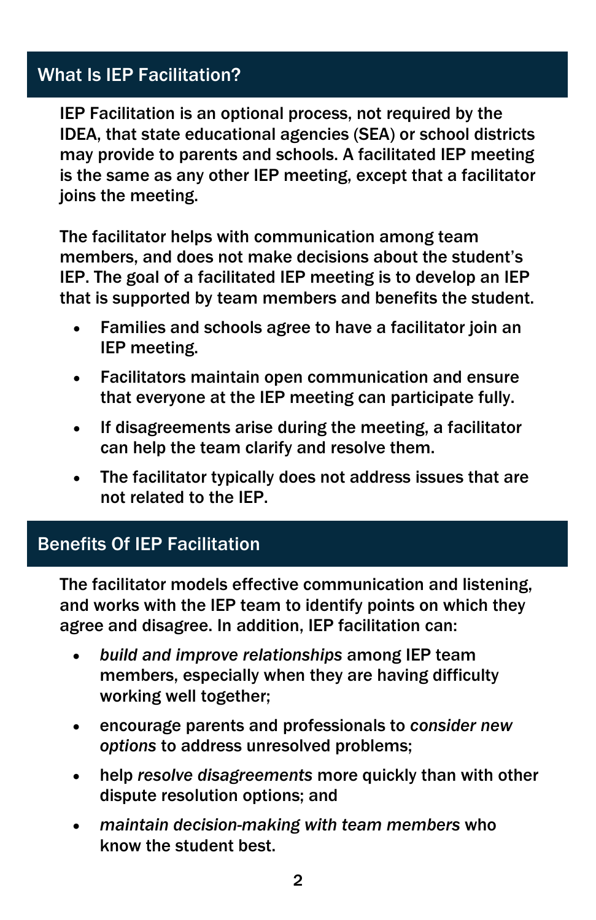## What Is IEP Facilitation?

IEP Facilitation is an optional process, not required by the IDEA, that state educational agencies (SEA) or school districts may provide to parents and schools. A facilitated IEP meeting is the same as any other IEP meeting, except that a facilitator joins the meeting.

The facilitator helps with communication among team members, and does not make decisions about the student's IEP. The goal of a facilitated IEP meeting is to develop an IEP that is supported by team members and benefits the student.

- Families and schools agree to have a facilitator join an IEP meeting.
- Facilitators maintain open communication and ensure that everyone at the IEP meeting can participate fully.
- If disagreements arise during the meeting, a facilitator can help the team clarify and resolve them.
- The facilitator typically does not address issues that are not related to the IEP.

## Benefits Of IEP Facilitation

The facilitator models effective communication and listening, and works with the IEP team to identify points on which they agree and disagree. In addition, IEP facilitation can:

- *build and improve relationships* among IEP team members, especially when they are having difficulty working well together;
- encourage parents and professionals to *consider new options* to address unresolved problems;
- help *resolve disagreements* more quickly than with other dispute resolution options; and
- *maintain decision-making with team members* who know the student best.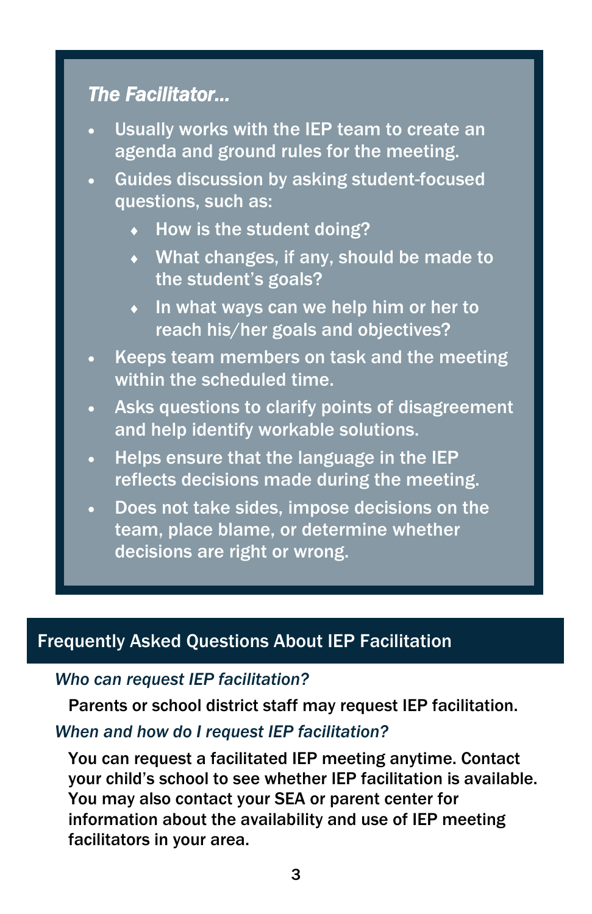***The Facilitator…***

- Usually works with the IEP team to create an agenda and ground rules for the meeting.
- Guides discussion by asking student-focused questions, such as:
  - How is the student doing?
  - What changes, if any, should be made to the student's goals?
  - In what ways can we help him or her to reach his/her goals and objectives?
- Keeps team members on task and the meeting within the scheduled time.
- Asks questions to clarify points of disagreement and help identify workable solutions.
- Helps ensure that the language in the IEP reflects decisions made during the meeting.
- Does not take sides, impose decisions on the team, place blame, or determine whether decisions are right or wrong.

## Frequently Asked Questions About IEP Facilitation

*Who can request IEP facilitation?*

Parents or school district staff may request IEP facilitation.

*When and how do I request IEP facilitation?*

You can request a facilitated IEP meeting anytime. Contact your child's school to see whether IEP facilitation is available. You may also contact your SEA or parent center for information about the availability and use of IEP meeting facilitators in your area.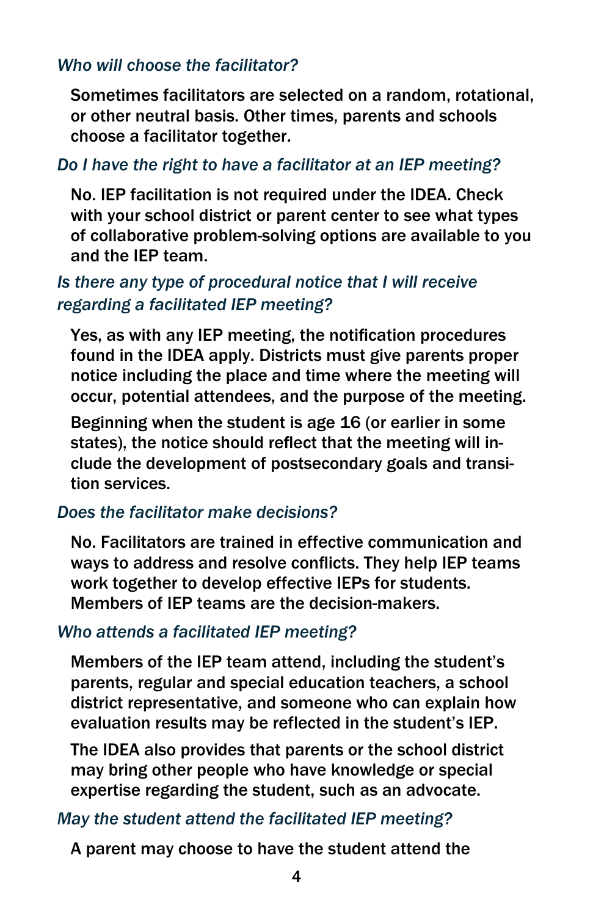*Who will choose the facilitator?*

Sometimes facilitators are selected on a random, rotational, or other neutral basis. Other times, parents and schools choose a facilitator together.

*Do I have the right to have a facilitator at an IEP meeting?*

No. IEP facilitation is not required under the IDEA. Check with your school district or parent center to see what types of collaborative problem-solving options are available to you and the IEP team.

*Is there any type of procedural notice that I will receive regarding a facilitated IEP meeting?*

Yes, as with any IEP meeting, the notification procedures found in the IDEA apply. Districts must give parents proper notice including the place and time where the meeting will occur, potential attendees, and the purpose of the meeting.

Beginning when the student is age 16 (or earlier in some states), the notice should reflect that the meeting will include the development of postsecondary goals and transition services.

*Does the facilitator make decisions?*

No. Facilitators are trained in effective communication and ways to address and resolve conflicts. They help IEP teams work together to develop effective IEPs for students. Members of IEP teams are the decision-makers.

*Who attends a facilitated IEP meeting?*

Members of the IEP team attend, including the student's parents, regular and special education teachers, a school district representative, and someone who can explain how evaluation results may be reflected in the student's IEP.

The IDEA also provides that parents or the school district may bring other people who have knowledge or special expertise regarding the student, such as an advocate.

*May the student attend the facilitated IEP meeting?*

A parent may choose to have the student attend the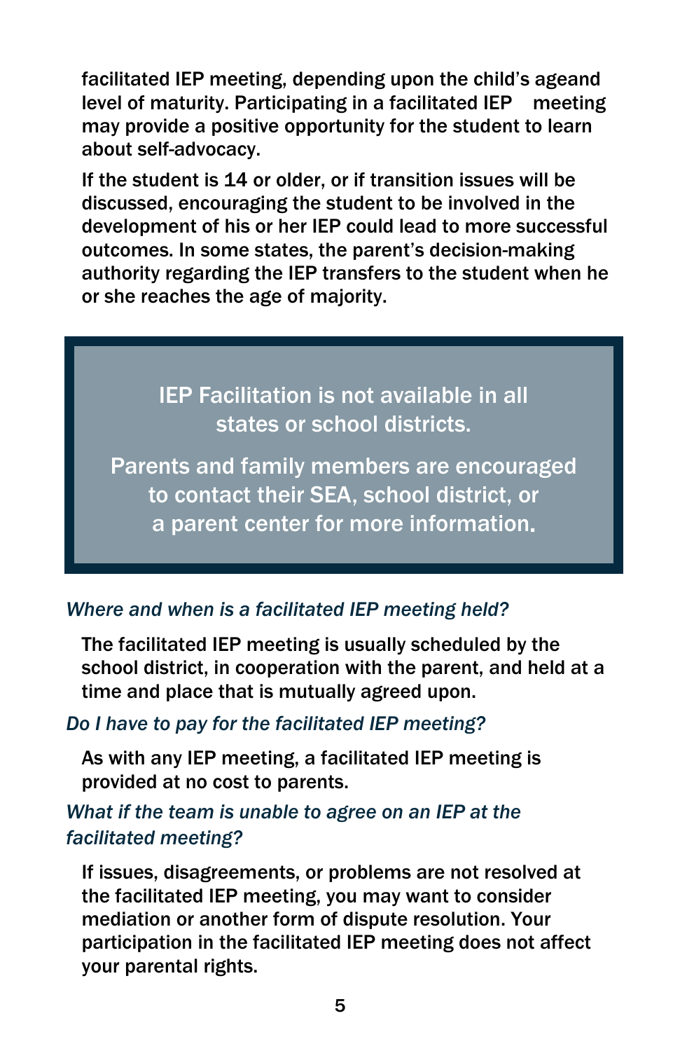facilitated IEP meeting, depending upon the child's ageand level of maturity. Participating in a facilitated IEP meeting may provide a positive opportunity for the student to learn about self-advocacy.

If the student is 14 or older, or if transition issues will be discussed, encouraging the student to be involved in the development of his or her IEP could lead to more successful outcomes. In some states, the parent's decision-making authority regarding the IEP transfers to the student when he or she reaches the age of majority.

> IEP Facilitation is not available in all states or school districts.
>
> Parents and family members are encouraged to contact their SEA, school district, or a parent center for more information.

### *Where and when is a facilitated IEP meeting held?*

The facilitated IEP meeting is usually scheduled by the school district, in cooperation with the parent, and held at a time and place that is mutually agreed upon.

### *Do I have to pay for the facilitated IEP meeting?*

As with any IEP meeting, a facilitated IEP meeting is provided at no cost to parents.

### *What if the team is unable to agree on an IEP at the facilitated meeting?*

If issues, disagreements, or problems are not resolved at the facilitated IEP meeting, you may want to consider mediation or another form of dispute resolution. Your participation in the facilitated IEP meeting does not affect your parental rights.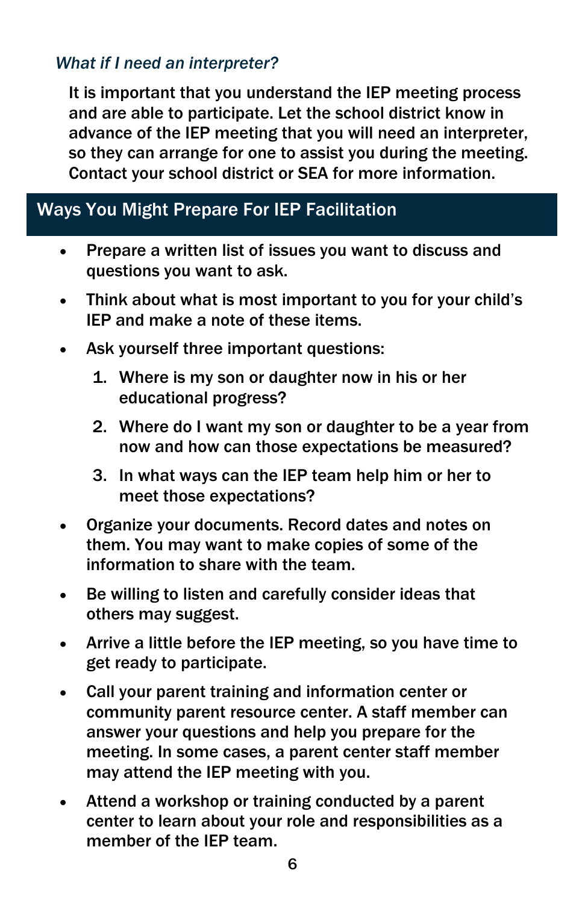### *What if I need an interpreter?*

It is important that you understand the IEP meeting process and are able to participate. Let the school district know in advance of the IEP meeting that you will need an interpreter, so they can arrange for one to assist you during the meeting. Contact your school district or SEA for more information.

## Ways You Might Prepare For IEP Facilitation

- Prepare a written list of issues you want to discuss and questions you want to ask.
- Think about what is most important to you for your child's IEP and make a note of these items.
- Ask yourself three important questions:
  1. Where is my son or daughter now in his or her educational progress?
  2. Where do I want my son or daughter to be a year from now and how can those expectations be measured?
  3. In what ways can the IEP team help him or her to meet those expectations?
- Organize your documents. Record dates and notes on them. You may want to make copies of some of the information to share with the team.
- Be willing to listen and carefully consider ideas that others may suggest.
- Arrive a little before the IEP meeting, so you have time to get ready to participate.
- Call your parent training and information center or community parent resource center. A staff member can answer your questions and help you prepare for the meeting. In some cases, a parent center staff member may attend the IEP meeting with you.
- Attend a workshop or training conducted by a parent center to learn about your role and responsibilities as a member of the IEP team.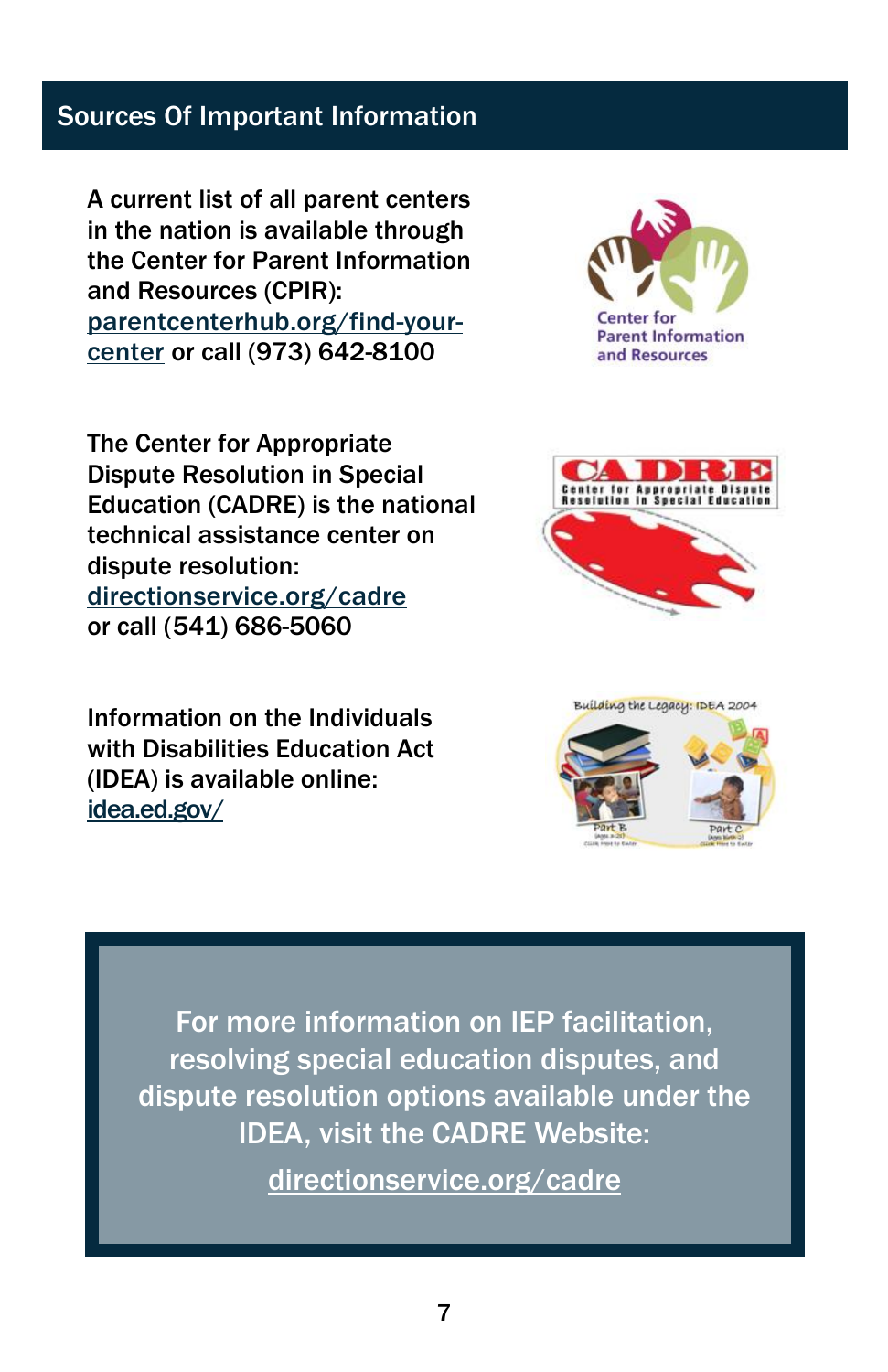## Sources Of Important Information

A current list of all parent centers in the nation is available through the Center for Parent Information and Resources (CPIR): parentcenterhub.org/find-your-center or call (973) 642-8100

The Center for Appropriate Dispute Resolution in Special Education (CADRE) is the national technical assistance center on dispute resolution: directionservice.org/cadre or call (541) 686-5060

Information on the Individuals with Disabilities Education Act (IDEA) is available online: idea.ed.gov/

For more information on IEP facilitation, resolving special education disputes, and dispute resolution options available under the IDEA, visit the CADRE Website:

directionservice.org/cadre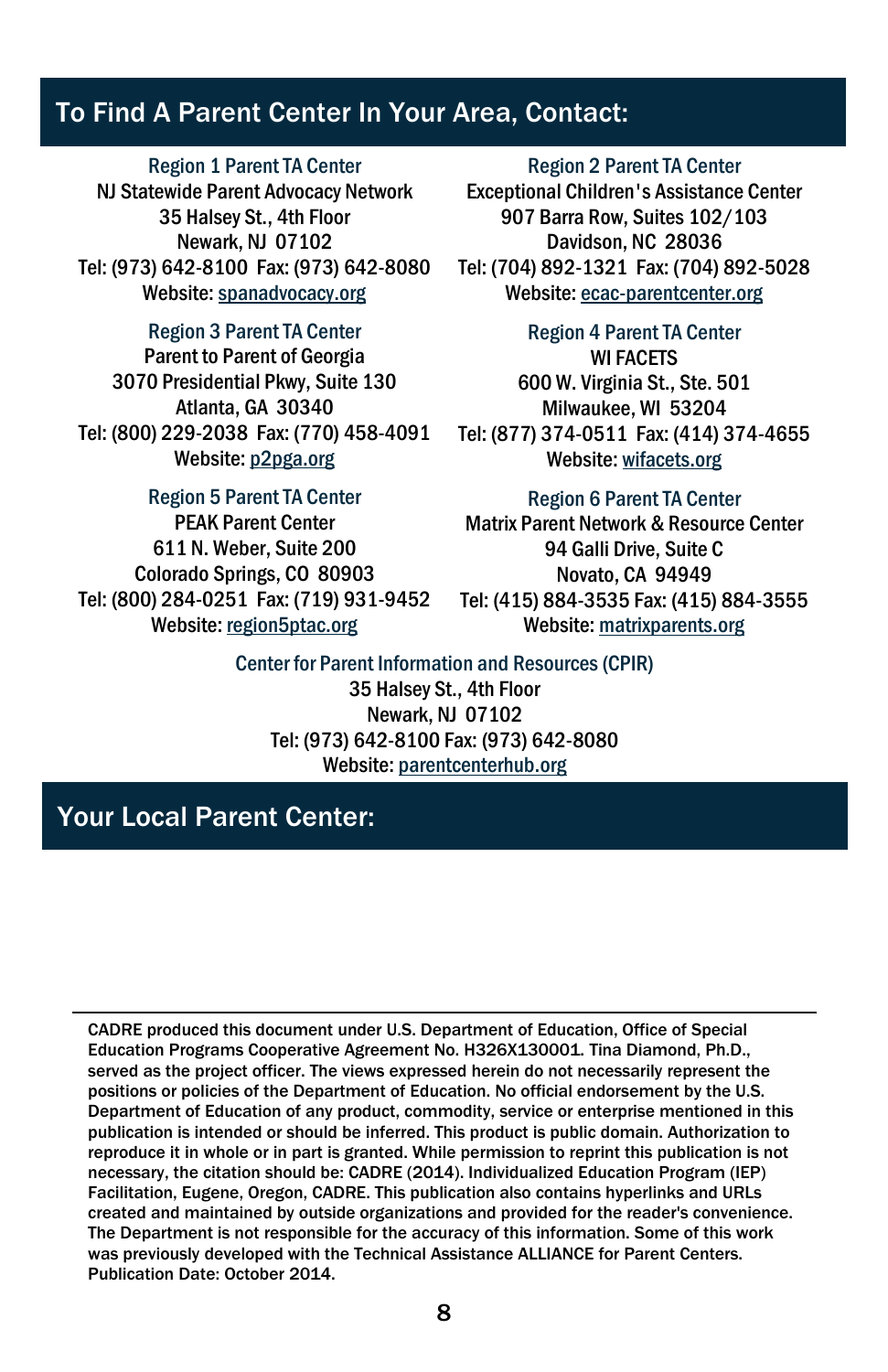## To Find A Parent Center In Your Area, Contact:

**Region 1 Parent TA Center**
NJ Statewide Parent Advocacy Network
35 Halsey St., 4th Floor
Newark, NJ 07102
Tel: (973) 642-8100 Fax: (973) 642-8080
Website: spanadvocacy.org

**Region 2 Parent TA Center**
Exceptional Children's Assistance Center
907 Barra Row, Suites 102/103
Davidson, NC 28036
Tel: (704) 892-1321 Fax: (704) 892-5028
Website: ecac-parentcenter.org

**Region 3 Parent TA Center**
Parent to Parent of Georgia
3070 Presidential Pkwy, Suite 130
Atlanta, GA 30340
Tel: (800) 229-2038 Fax: (770) 458-4091
Website: p2pga.org

**Region 4 Parent TA Center**
WI FACETS
600 W. Virginia St., Ste. 501
Milwaukee, WI 53204
Tel: (877) 374-0511 Fax: (414) 374-4655
Website: wifacets.org

**Region 5 Parent TA Center**
PEAK Parent Center
611 N. Weber, Suite 200
Colorado Springs, CO 80903
Tel: (800) 284-0251 Fax: (719) 931-9452
Website: region5ptac.org

**Region 6 Parent TA Center**
Matrix Parent Network & Resource Center
94 Galli Drive, Suite C
Novato, CA 94949
Tel: (415) 884-3535 Fax: (415) 884-3555
Website: matrixparents.org

**Center for Parent Information and Resources (CPIR)**
35 Halsey St., 4th Floor
Newark, NJ 07102
Tel: (973) 642-8100 Fax: (973) 642-8080
Website: parentcenterhub.org

## Your Local Parent Center:

---

CADRE produced this document under U.S. Department of Education, Office of Special Education Programs Cooperative Agreement No. H326X130001. Tina Diamond, Ph.D., served as the project officer. The views expressed herein do not necessarily represent the positions or policies of the Department of Education. No official endorsement by the U.S. Department of Education of any product, commodity, service or enterprise mentioned in this publication is intended or should be inferred. This product is public domain. Authorization to reproduce it in whole or in part is granted. While permission to reprint this publication is not necessary, the citation should be: CADRE (2014). Individualized Education Program (IEP) Facilitation, Eugene, Oregon, CADRE. This publication also contains hyperlinks and URLs created and maintained by outside organizations and provided for the reader's convenience. The Department is not responsible for the accuracy of this information. Some of this work was previously developed with the Technical Assistance ALLIANCE for Parent Centers. Publication Date: October 2014.